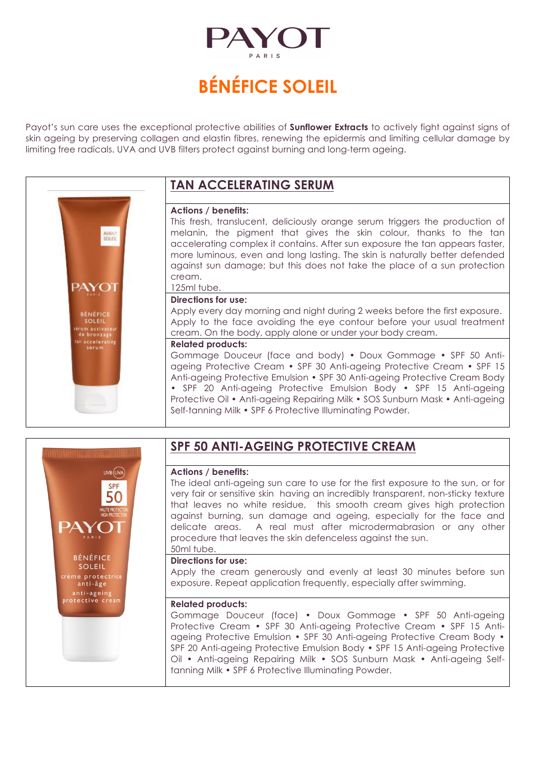# PAYOT

PARIS

## BÉNÉFICE SOLEIL

Payot's sun care uses the exceptional protective abilities of **Sunflower Extracts** to actively fight against signs of skin ageing by preserving collagen and elastin fibres, renewing the epidermis and limiting cellular damage by limiting free radicals. UVA and UVB filters protect against burning and long-term ageing.

### TAN ACCELERATING SERUM

**Actions / benefits:**
This fresh, translucent, deliciously orange serum triggers the production of melanin, the pigment that gives the skin colour, thanks to the tan accelerating complex it contains. After sun exposure the tan appears faster, more luminous, even and long lasting. The skin is naturally better defended against sun damage; but this does not take the place of a sun protection cream.
125ml tube.

**Directions for use:**
Apply every day morning and night during 2 weeks before the first exposure. Apply to the face avoiding the eye contour before your usual treatment cream. On the body, apply alone or under your body cream.

**Related products:**
Gommage Douceur (face and body) • Doux Gommage • SPF 50 Anti-ageing Protective Cream • SPF 30 Anti-ageing Protective Cream • SPF 15 Anti-ageing Protective Emulsion • SPF 30 Anti-ageing Protective Cream Body • SPF 20 Anti-ageing Protective Emulsion Body • SPF 15 Anti-ageing Protective Oil • Anti-ageing Repairing Milk • SOS Sunburn Mask • Anti-ageing Self-tanning Milk • SPF 6 Protective Illuminating Powder.

### SPF 50 ANTI-AGEING PROTECTIVE CREAM

**Actions / benefits:**
The ideal anti-ageing sun care to use for the first exposure to the sun, or for very fair or sensitive skin having an incredibly transparent, non-sticky texture that leaves no white residue, this smooth cream gives high protection against burning, sun damage and ageing, especially for the face and delicate areas. A real must after microdermabrasion or any other procedure that leaves the skin defenceless against the sun.
50ml tube.

**Directions for use:**
Apply the cream generously and evenly at least 30 minutes before sun exposure. Repeat application frequently, especially after swimming.

**Related products:**
Gommage Douceur (face) • Doux Gommage • SPF 50 Anti-ageing Protective Cream • SPF 30 Anti-ageing Protective Cream • SPF 15 Anti-ageing Protective Emulsion • SPF 30 Anti-ageing Protective Cream Body • SPF 20 Anti-ageing Protective Emulsion Body • SPF 15 Anti-ageing Protective Oil • Anti-ageing Repairing Milk • SOS Sunburn Mask • Anti-ageing Self-tanning Milk • SPF 6 Protective Illuminating Powder.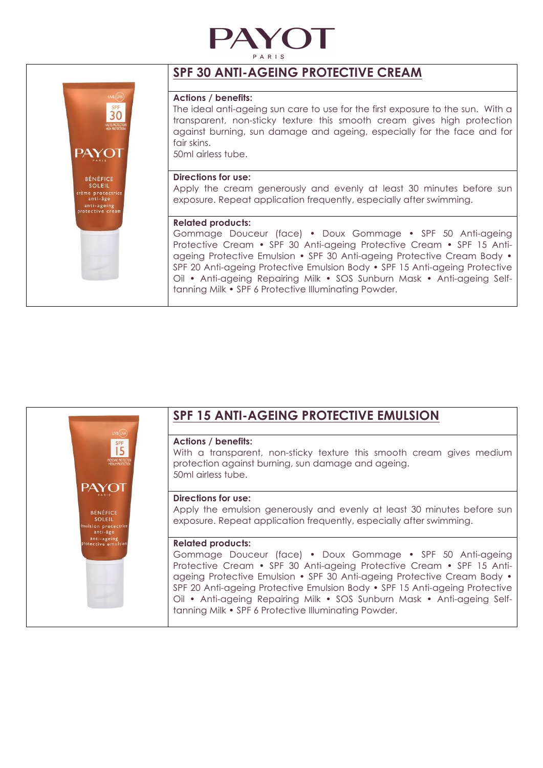PAYOT
PARIS

## SPF 30 ANTI-AGEING PROTECTIVE CREAM

**Actions / benefits:**
The ideal anti-ageing sun care to use for the first exposure to the sun. With a transparent, non-sticky texture this smooth cream gives high protection against burning, sun damage and ageing, especially for the face and for fair skins.
50ml airless tube.

**Directions for use:**
Apply the cream generously and evenly at least 30 minutes before sun exposure. Repeat application frequently, especially after swimming.

**Related products:**
Gommage Douceur (face) • Doux Gommage • SPF 50 Anti-ageing Protective Cream • SPF 30 Anti-ageing Protective Cream • SPF 15 Anti-ageing Protective Emulsion • SPF 30 Anti-ageing Protective Cream Body • SPF 20 Anti-ageing Protective Emulsion Body • SPF 15 Anti-ageing Protective Oil • Anti-ageing Repairing Milk • SOS Sunburn Mask • Anti-ageing Self-tanning Milk • SPF 6 Protective Illuminating Powder.

## SPF 15 ANTI-AGEING PROTECTIVE EMULSION

**Actions / benefits:**
With a transparent, non-sticky texture this smooth cream gives medium protection against burning, sun damage and ageing.
50ml airless tube.

**Directions for use:**
Apply the emulsion generously and evenly at least 30 minutes before sun exposure. Repeat application frequently, especially after swimming.

**Related products:**
Gommage Douceur (face) • Doux Gommage • SPF 50 Anti-ageing Protective Cream • SPF 30 Anti-ageing Protective Cream • SPF 15 Anti-ageing Protective Emulsion • SPF 30 Anti-ageing Protective Cream Body • SPF 20 Anti-ageing Protective Emulsion Body • SPF 15 Anti-ageing Protective Oil • Anti-ageing Repairing Milk • SOS Sunburn Mask • Anti-ageing Self-tanning Milk • SPF 6 Protective Illuminating Powder.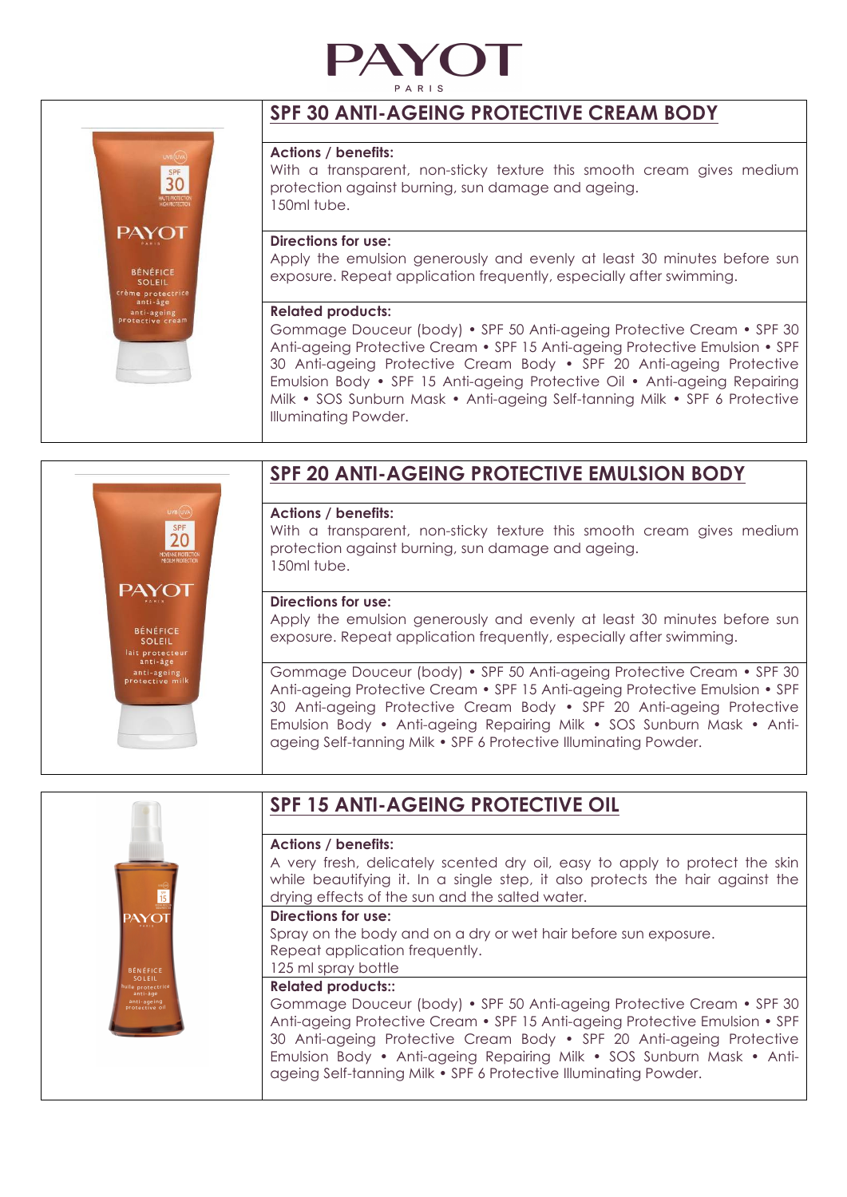# PAYOT

PARIS

## SPF 30 ANTI-AGEING PROTECTIVE CREAM BODY

**Actions / benefits:**
With a transparent, non-sticky texture this smooth cream gives medium protection against burning, sun damage and ageing.
150ml tube.

**Directions for use:**
Apply the emulsion generously and evenly at least 30 minutes before sun exposure. Repeat application frequently, especially after swimming.

**Related products:**
Gommage Douceur (body) • SPF 50 Anti-ageing Protective Cream • SPF 30 Anti-ageing Protective Cream • SPF 15 Anti-ageing Protective Emulsion • SPF 30 Anti-ageing Protective Cream Body • SPF 20 Anti-ageing Protective Emulsion Body • SPF 15 Anti-ageing Protective Oil • Anti-ageing Repairing Milk • SOS Sunburn Mask • Anti-ageing Self-tanning Milk • SPF 6 Protective Illuminating Powder.

## SPF 20 ANTI-AGEING PROTECTIVE EMULSION BODY

**Actions / benefits:**
With a transparent, non-sticky texture this smooth cream gives medium protection against burning, sun damage and ageing.
150ml tube.

**Directions for use:**
Apply the emulsion generously and evenly at least 30 minutes before sun exposure. Repeat application frequently, especially after swimming.

Gommage Douceur (body) • SPF 50 Anti-ageing Protective Cream • SPF 30 Anti-ageing Protective Cream • SPF 15 Anti-ageing Protective Emulsion • SPF 30 Anti-ageing Protective Cream Body • SPF 20 Anti-ageing Protective Emulsion Body • Anti-ageing Repairing Milk • SOS Sunburn Mask • Anti-ageing Self-tanning Milk • SPF 6 Protective Illuminating Powder.

## SPF 15 ANTI-AGEING PROTECTIVE OIL

**Actions / benefits:**
A very fresh, delicately scented dry oil, easy to apply to protect the skin while beautifying it. In a single step, it also protects the hair against the drying effects of the sun and the salted water.

**Directions for use:**
Spray on the body and on a dry or wet hair before sun exposure.
Repeat application frequently.
125 ml spray bottle

**Related products::**
Gommage Douceur (body) • SPF 50 Anti-ageing Protective Cream • SPF 30 Anti-ageing Protective Cream • SPF 15 Anti-ageing Protective Emulsion • SPF 30 Anti-ageing Protective Cream Body • SPF 20 Anti-ageing Protective Emulsion Body • Anti-ageing Repairing Milk • SOS Sunburn Mask • Anti-ageing Self-tanning Milk • SPF 6 Protective Illuminating Powder.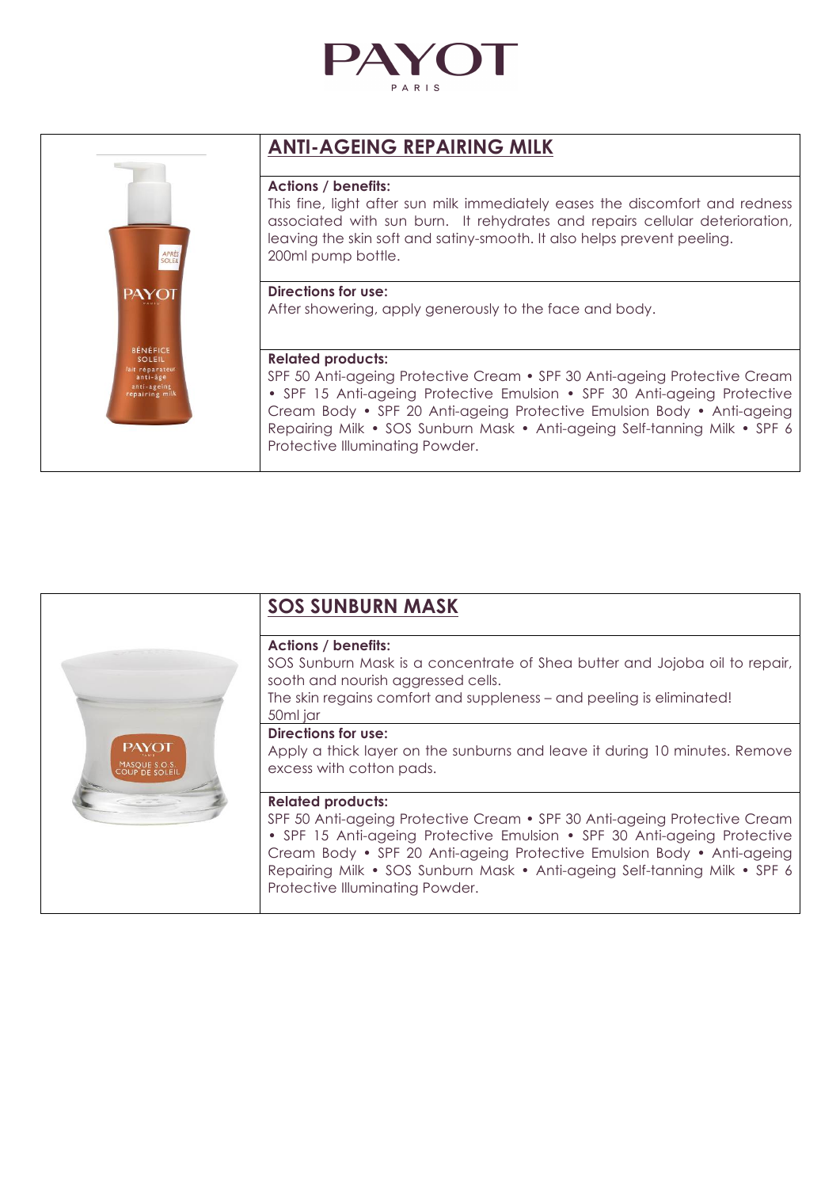PAYOT

PARIS

## ANTI-AGEING REPAIRING MILK

**Actions / benefits:**
This fine, light after sun milk immediately eases the discomfort and redness associated with sun burn. It rehydrates and repairs cellular deterioration, leaving the skin soft and satiny-smooth. It also helps prevent peeling.
200ml pump bottle.

**Directions for use:**
After showering, apply generously to the face and body.

**Related products:**
SPF 50 Anti-ageing Protective Cream • SPF 30 Anti-ageing Protective Cream • SPF 15 Anti-ageing Protective Emulsion • SPF 30 Anti-ageing Protective Cream Body • SPF 20 Anti-ageing Protective Emulsion Body • Anti-ageing Repairing Milk • SOS Sunburn Mask • Anti-ageing Self-tanning Milk • SPF 6 Protective Illuminating Powder.

## SOS SUNBURN MASK

**Actions / benefits:**
SOS Sunburn Mask is a concentrate of Shea butter and Jojoba oil to repair, sooth and nourish aggressed cells.
The skin regains comfort and suppleness – and peeling is eliminated!
50ml jar

**Directions for use:**
Apply a thick layer on the sunburns and leave it during 10 minutes. Remove excess with cotton pads.

**Related products:**
SPF 50 Anti-ageing Protective Cream • SPF 30 Anti-ageing Protective Cream • SPF 15 Anti-ageing Protective Emulsion • SPF 30 Anti-ageing Protective Cream Body • SPF 20 Anti-ageing Protective Emulsion Body • Anti-ageing Repairing Milk • SOS Sunburn Mask • Anti-ageing Self-tanning Milk • SPF 6 Protective Illuminating Powder.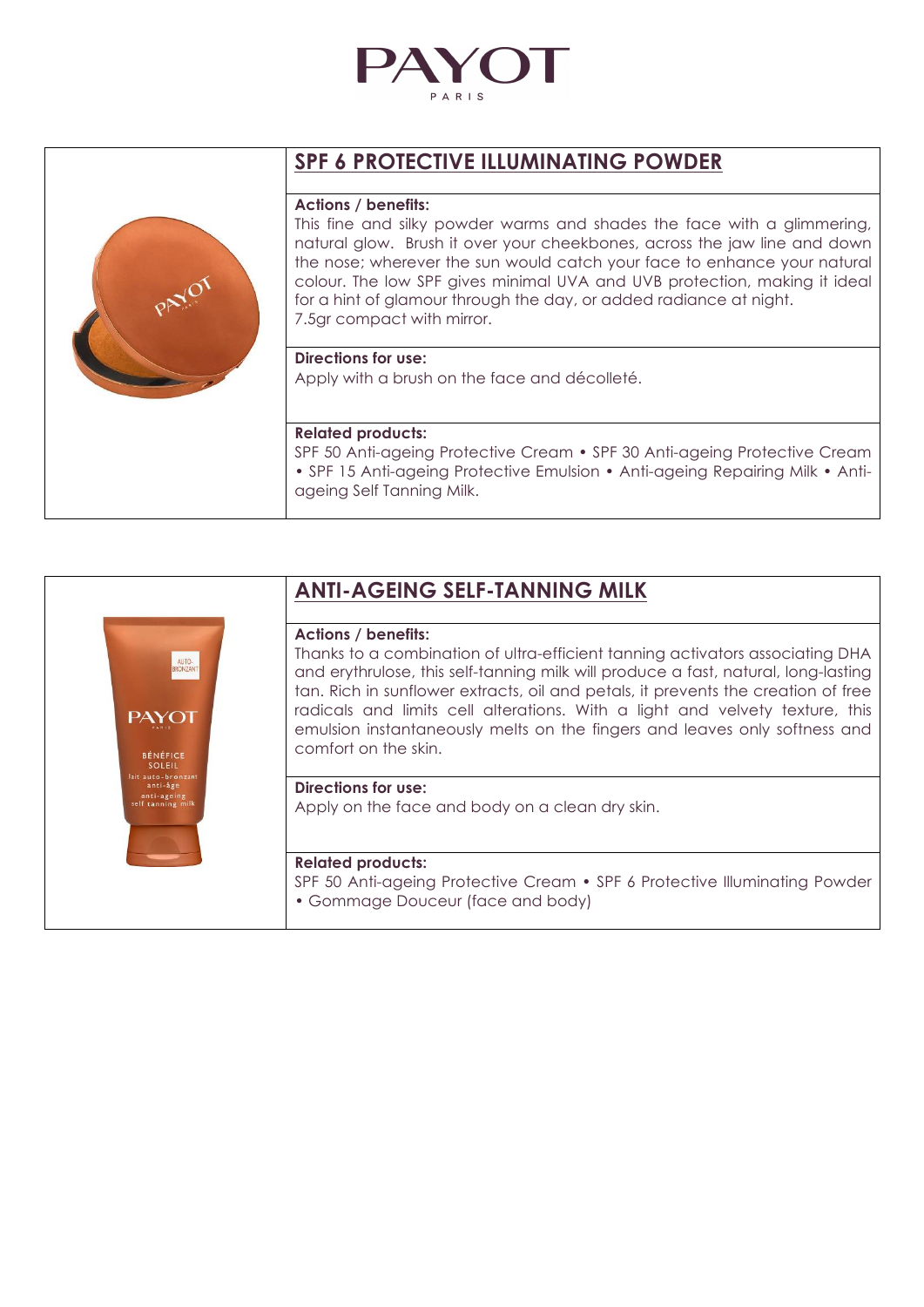PAYOT
PARIS

## SPF 6 PROTECTIVE ILLUMINATING POWDER

**Actions / benefits:**
This fine and silky powder warms and shades the face with a glimmering, natural glow. Brush it over your cheekbones, across the jaw line and down the nose; wherever the sun would catch your face to enhance your natural colour. The low SPF gives minimal UVA and UVB protection, making it ideal for a hint of glamour through the day, or added radiance at night.
7.5gr compact with mirror.

**Directions for use:**
Apply with a brush on the face and décolleté.

**Related products:**
SPF 50 Anti-ageing Protective Cream • SPF 30 Anti-ageing Protective Cream • SPF 15 Anti-ageing Protective Emulsion • Anti-ageing Repairing Milk • Anti-ageing Self Tanning Milk.

## ANTI-AGEING SELF-TANNING MILK

**Actions / benefits:**
Thanks to a combination of ultra-efficient tanning activators associating DHA and erythrulose, this self-tanning milk will produce a fast, natural, long-lasting tan. Rich in sunflower extracts, oil and petals, it prevents the creation of free radicals and limits cell alterations. With a light and velvety texture, this emulsion instantaneously melts on the fingers and leaves only softness and comfort on the skin.

**Directions for use:**
Apply on the face and body on a clean dry skin.

**Related products:**
SPF 50 Anti-ageing Protective Cream • SPF 6 Protective Illuminating Powder • Gommage Douceur (face and body)